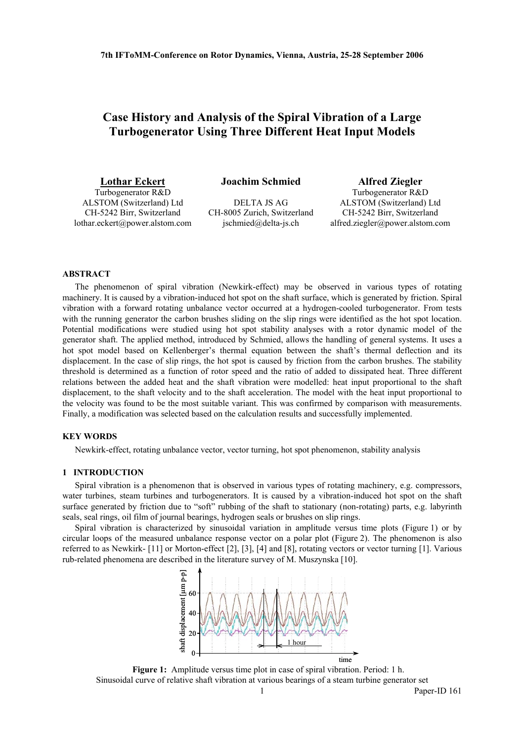# Case History and Analysis of the Spiral Vibration of a Large Turbogenerator Using Three Different Heat Input Models

**Lothar Eckert**
Turbogenerator R&D
ALSTOM (Switzerland) Ltd
CH-5242 Birr, Switzerland
lothar.eckert@power.alstom.com

**Joachim Schmied**
DELTA JS AG
CH-8005 Zurich, Switzerland
jschmied@delta-js.ch

**Alfred Ziegler**
Turbogenerator R&D
ALSTOM (Switzerland) Ltd
CH-5242 Birr, Switzerland
alfred.ziegler@power.alstom.com

## ABSTRACT

The phenomenon of spiral vibration (Newkirk-effect) may be observed in various types of rotating machinery. It is caused by a vibration-induced hot spot on the shaft surface, which is generated by friction. Spiral vibration with a forward rotating unbalance vector occurred at a hydrogen-cooled turbogenerator. From tests with the running generator the carbon brushes sliding on the slip rings were identified as the hot spot location. Potential modifications were studied using hot spot stability analyses with a rotor dynamic model of the generator shaft. The applied method, introduced by Schmied, allows the handling of general systems. It uses a hot spot model based on Kellenberger's thermal equation between the shaft's thermal deflection and its displacement. In the case of slip rings, the hot spot is caused by friction from the carbon brushes. The stability threshold is determined as a function of rotor speed and the ratio of added to dissipated heat. Three different relations between the added heat and the shaft vibration were modelled: heat input proportional to the shaft displacement, to the shaft velocity and to the shaft acceleration. The model with the heat input proportional to the velocity was found to be the most suitable variant. This was confirmed by comparison with measurements. Finally, a modification was selected based on the calculation results and successfully implemented.

## KEY WORDS

Newkirk-effect, rotating unbalance vector, vector turning, hot spot phenomenon, stability analysis

## 1 INTRODUCTION

Spiral vibration is a phenomenon that is observed in various types of rotating machinery, e.g. compressors, water turbines, steam turbines and turbogenerators. It is caused by a vibration-induced hot spot on the shaft surface generated by friction due to "soft" rubbing of the shaft to stationary (non-rotating) parts, e.g. labyrinth seals, seal rings, oil film of journal bearings, hydrogen seals or brushes on slip rings.

Spiral vibration is characterized by sinusoidal variation in amplitude versus time plots (Figure 1) or by circular loops of the measured unbalance response vector on a polar plot (Figure 2). The phenomenon is also referred to as Newkirk- [11] or Morton-effect [2], [3], [4] and [8], rotating vectors or vector turning [1]. Various rub-related phenomena are described in the literature survey of M. Muszynska [10].

**Figure 1:** Amplitude versus time plot in case of spiral vibration. Period: 1 h.
Sinusoidal curve of relative shaft vibration at various bearings of a steam turbine generator set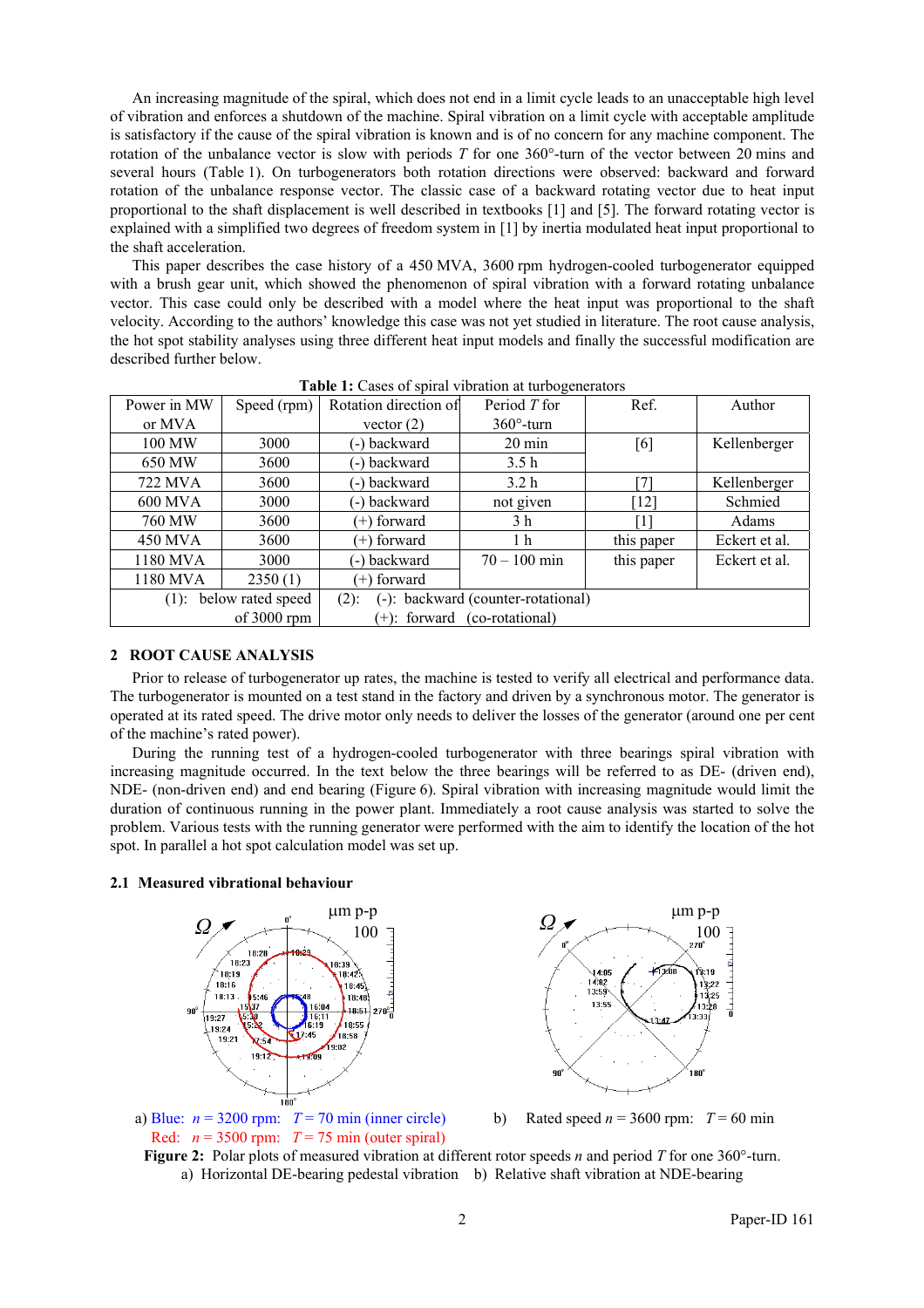An increasing magnitude of the spiral, which does not end in a limit cycle leads to an unacceptable high level of vibration and enforces a shutdown of the machine. Spiral vibration on a limit cycle with acceptable amplitude is satisfactory if the cause of the spiral vibration is known and is of no concern for any machine component. The rotation of the unbalance vector is slow with periods $T$ for one 360°-turn of the vector between 20 mins and several hours (Table 1). On turbogenerators both rotation directions were observed: backward and forward rotation of the unbalance response vector. The classic case of a backward rotating vector due to heat input proportional to the shaft displacement is well described in textbooks [1] and [5]. The forward rotating vector is explained with a simplified two degrees of freedom system in [1] by inertia modulated heat input proportional to the shaft acceleration.

This paper describes the case history of a 450 MVA, 3600 rpm hydrogen-cooled turbogenerator equipped with a brush gear unit, which showed the phenomenon of spiral vibration with a forward rotating unbalance vector. This case could only be described with a model where the heat input was proportional to the shaft velocity. According to the authors' knowledge this case was not yet studied in literature. The root cause analysis, the hot spot stability analyses using three different heat input models and finally the successful modification are described further below.

**Table 1:** Cases of spiral vibration at turbogenerators

| Power in MW or MVA | Speed (rpm) | Rotation direction of vector (2) | Period $T$ for 360°-turn | Ref. | Author |
|---|---|---|---|---|---|
| 100 MW | 3000 | (-) backward | 20 min | [6] | Kellenberger |
| 650 MW | 3600 | (-) backward | 3.5 h | | |
| 722 MVA | 3600 | (-) backward | 3.2 h | [7] | Kellenberger |
| 600 MVA | 3000 | (-) backward | not given | [12] | Schmied |
| 760 MW | 3600 | (+) forward | 3 h | [1] | Adams |
| 450 MVA | 3600 | (+) forward | 1 h | this paper | Eckert et al. |
| 1180 MVA | 3000 | (-) backward | 70 – 100 min | this paper | Eckert et al. |
| 1180 MVA | 2350 (1) | (+) forward | | | |
| (1): below rated speed of 3000 rpm | | (2): (-): backward (counter-rotational) (+): forward (co-rotational) | | | |

## 2 ROOT CAUSE ANALYSIS

Prior to release of turbogenerator up rates, the machine is tested to verify all electrical and performance data. The turbogenerator is mounted on a test stand in the factory and driven by a synchronous motor. The generator is operated at its rated speed. The drive motor only needs to deliver the losses of the generator (around one per cent of the machine's rated power).

During the running test of a hydrogen-cooled turbogenerator with three bearings spiral vibration with increasing magnitude occurred. In the text below the three bearings will be referred to as DE- (driven end), NDE- (non-driven end) and end bearing (Figure 6). Spiral vibration with increasing magnitude would limit the duration of continuous running in the power plant. Immediately a root cause analysis was started to solve the problem. Various tests with the running generator were performed with the aim to identify the location of the hot spot. In parallel a hot spot calculation model was set up.

### 2.1 Measured vibrational behaviour

a) Blue: $n$ = 3200 rpm: $T$ = 70 min (inner circle)
Red: $n$ = 3500 rpm: $T$ = 75 min (outer spiral)

b) Rated speed $n$ = 3600 rpm: $T$ = 60 min

**Figure 2:** Polar plots of measured vibration at different rotor speeds $n$ and period $T$ for one 360°-turn.
a) Horizontal DE-bearing pedestal vibration b) Relative shaft vibration at NDE-bearing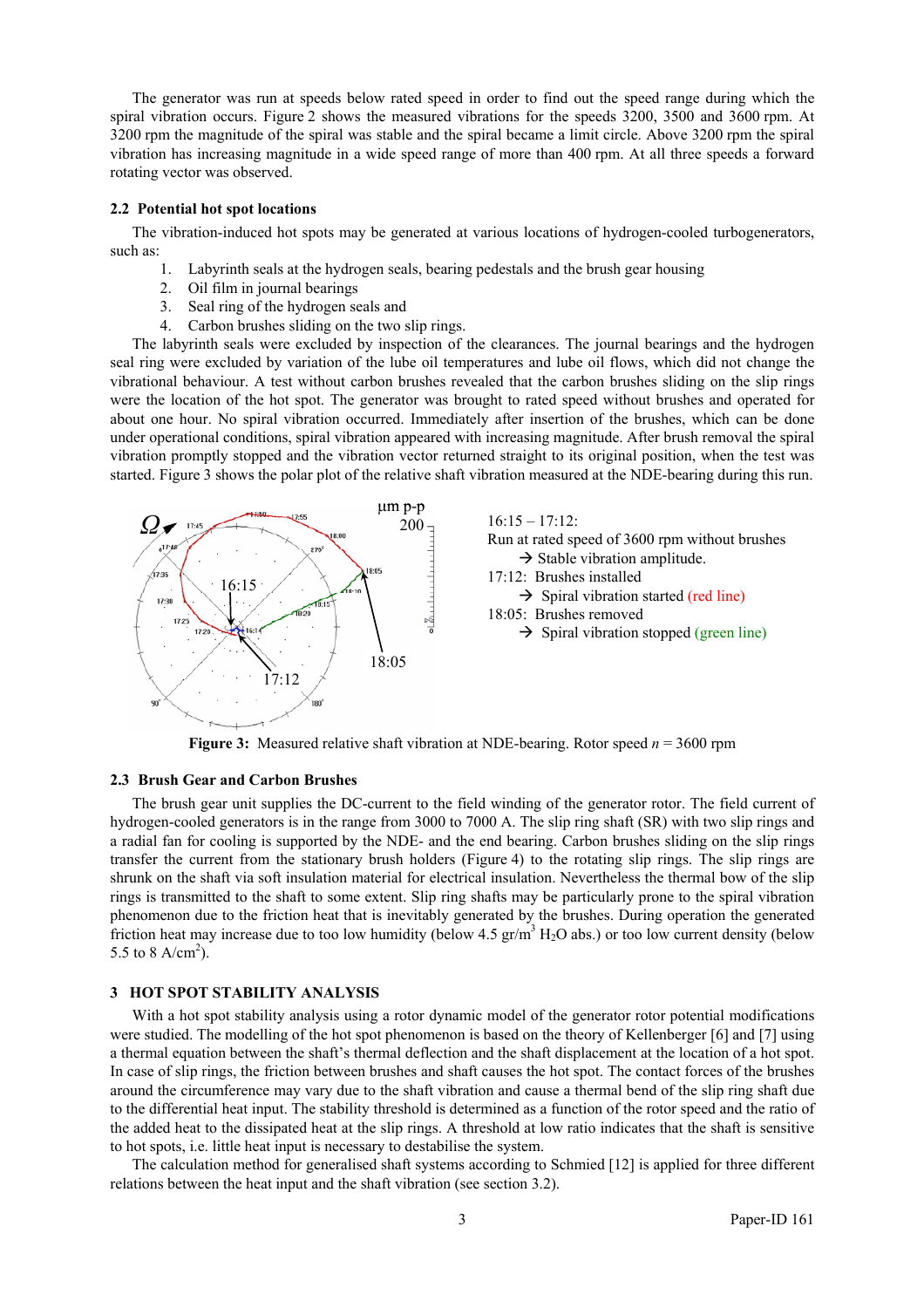The generator was run at speeds below rated speed in order to find out the speed range during which the spiral vibration occurs. Figure 2 shows the measured vibrations for the speeds 3200, 3500 and 3600 rpm. At 3200 rpm the magnitude of the spiral was stable and the spiral became a limit circle. Above 3200 rpm the spiral vibration has increasing magnitude in a wide speed range of more than 400 rpm. At all three speeds a forward rotating vector was observed.

### 2.2 Potential hot spot locations

The vibration-induced hot spots may be generated at various locations of hydrogen-cooled turbogenerators, such as:

1. Labyrinth seals at the hydrogen seals, bearing pedestals and the brush gear housing
2. Oil film in journal bearings
3. Seal ring of the hydrogen seals and
4. Carbon brushes sliding on the two slip rings.

The labyrinth seals were excluded by inspection of the clearances. The journal bearings and the hydrogen seal ring were excluded by variation of the lube oil temperatures and lube oil flows, which did not change the vibrational behaviour. A test without carbon brushes revealed that the carbon brushes sliding on the slip rings were the location of the hot spot. The generator was brought to rated speed without brushes and operated for about one hour. No spiral vibration occurred. Immediately after insertion of the brushes, which can be done under operational conditions, spiral vibration appeared with increasing magnitude. After brush removal the spiral vibration promptly stopped and the vibration vector returned straight to its original position, when the test was started. Figure 3 shows the polar plot of the relative shaft vibration measured at the NDE-bearing during this run.

16:15 – 17:12:
Run at rated speed of 3600 rpm without brushes
→ Stable vibration amplitude.
17:12: Brushes installed
→ Spiral vibration started (red line)
18:05: Brushes removed
→ Spiral vibration stopped (green line)

**Figure 3:** Measured relative shaft vibration at NDE-bearing. Rotor speed $n$ = 3600 rpm

### 2.3 Brush Gear and Carbon Brushes

The brush gear unit supplies the DC-current to the field winding of the generator rotor. The field current of hydrogen-cooled generators is in the range from 3000 to 7000 A. The slip ring shaft (SR) with two slip rings and a radial fan for cooling is supported by the NDE- and the end bearing. Carbon brushes sliding on the slip rings transfer the current from the stationary brush holders (Figure 4) to the rotating slip rings. The slip rings are shrunk on the shaft via soft insulation material for electrical insulation. Nevertheless the thermal bow of the slip rings is transmitted to the shaft to some extent. Slip ring shafts may be particularly prone to the spiral vibration phenomenon due to the friction heat that is inevitably generated by the brushes. During operation the generated friction heat may increase due to too low humidity (below 4.5 gr/m$^3$ $H_2O$ abs.) or too low current density (below 5.5 to 8 A/cm$^2$).

## 3 HOT SPOT STABILITY ANALYSIS

With a hot spot stability analysis using a rotor dynamic model of the generator rotor potential modifications were studied. The modelling of the hot spot phenomenon is based on the theory of Kellenberger [6] and [7] using a thermal equation between the shaft's thermal deflection and the shaft displacement at the location of a hot spot. In case of slip rings, the friction between brushes and shaft causes the hot spot. The contact forces of the brushes around the circumference may vary due to the shaft vibration and cause a thermal bend of the slip ring shaft due to the differential heat input. The stability threshold is determined as a function of the rotor speed and the ratio of the added heat to the dissipated heat at the slip rings. A threshold at low ratio indicates that the shaft is sensitive to hot spots, i.e. little heat input is necessary to destabilise the system.

The calculation method for generalised shaft systems according to Schmied [12] is applied for three different relations between the heat input and the shaft vibration (see section 3.2).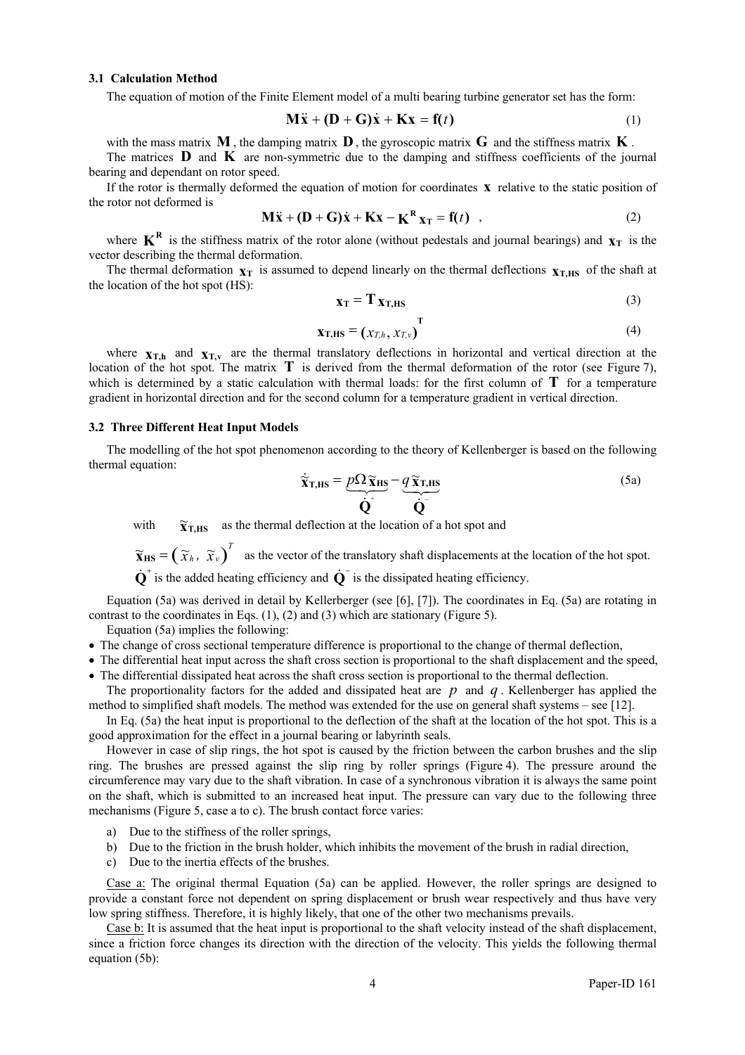### 3.1 Calculation Method

The equation of motion of the Finite Element model of a multi bearing turbine generator set has the form:

$$\mathbf{M}\ddot{\mathbf{x}} + (\mathbf{D} + \mathbf{G})\dot{\mathbf{x}} + \mathbf{K}\mathbf{x} = \mathbf{f}(t) \tag{1}$$

with the mass matrix $\mathbf{M}$, the damping matrix $\mathbf{D}$, the gyroscopic matrix $\mathbf{G}$ and the stiffness matrix $\mathbf{K}$.

The matrices $\mathbf{D}$ and $\mathbf{K}$ are non-symmetric due to the damping and stiffness coefficients of the journal bearing and dependant on rotor speed.

If the rotor is thermally deformed the equation of motion for coordinates $\mathbf{x}$ relative to the static position of the rotor not deformed is

$$\mathbf{M}\ddot{\mathbf{x}} + (\mathbf{D} + \mathbf{G})\dot{\mathbf{x}} + \mathbf{K}\mathbf{x} - \mathbf{K}^{\mathbf{R}}\mathbf{x}_{\mathbf{T}} = \mathbf{f}(t) \quad , \tag{2}$$

where $\mathbf{K}^{\mathbf{R}}$ is the stiffness matrix of the rotor alone (without pedestals and journal bearings) and $\mathbf{x}_{\mathbf{T}}$ is the vector describing the thermal deformation.

The thermal deformation $\mathbf{x}_{\mathbf{T}}$ is assumed to depend linearly on the thermal deflections $\mathbf{x}_{\mathbf{T,HS}}$ of the shaft at the location of the hot spot (HS):

$$\mathbf{x}_{\mathbf{T}} = \mathbf{T}\,\mathbf{x}_{\mathbf{T,HS}} \tag{3}$$

$$\mathbf{x}_{\mathbf{T,HS}} = (x_{T,h}, x_{T,v})^{\mathbf{T}} \tag{4}$$

where $\mathbf{x}_{\mathbf{T,h}}$ and $\mathbf{x}_{\mathbf{T,v}}$ are the thermal translatory deflections in horizontal and vertical direction at the location of the hot spot. The matrix $\mathbf{T}$ is derived from the thermal deformation of the rotor (see Figure 7), which is determined by a static calculation with thermal loads: for the first column of $\mathbf{T}$ for a temperature gradient in horizontal direction and for the second column for a temperature gradient in vertical direction.

### 3.2 Three Different Heat Input Models

The modelling of the hot spot phenomenon according to the theory of Kellenberger is based on the following thermal equation:

$$\dot{\tilde{\mathbf{x}}}_{\mathbf{T,HS}} = \underbrace{p\Omega\,\tilde{\mathbf{x}}_{\mathbf{HS}}}_{\dot{\mathbf{Q}}^{+}} - \underbrace{q\,\tilde{\mathbf{x}}_{\mathbf{T,HS}}}_{\dot{\mathbf{Q}}^{-}} \tag{5a}$$

with $\tilde{\mathbf{x}}_{\mathbf{T,HS}}$ as the thermal deflection at the location of a hot spot and

$\tilde{\mathbf{x}}_{\mathbf{HS}} = \left(\tilde{x}_h,\ \tilde{x}_v\right)^T$ as the vector of the translatory shaft displacements at the location of the hot spot.

$\dot{\mathbf{Q}}^{+}$ is the added heating efficiency and $\dot{\mathbf{Q}}^{-}$ is the dissipated heating efficiency.

Equation (5a) was derived in detail by Kellerberger (see [6], [7]). The coordinates in Eq. (5a) are rotating in contrast to the coordinates in Eqs. (1), (2) and (3) which are stationary (Figure 5).

Equation (5a) implies the following:

- The change of cross sectional temperature difference is proportional to the change of thermal deflection,
- The differential heat input across the shaft cross section is proportional to the shaft displacement and the speed,
- The differential dissipated heat across the shaft cross section is proportional to the thermal deflection.

The proportionality factors for the added and dissipated heat are $p$ and $q$. Kellenberger has applied the method to simplified shaft models. The method was extended for the use on general shaft systems – see [12].

In Eq. (5a) the heat input is proportional to the deflection of the shaft at the location of the hot spot. This is a good approximation for the effect in a journal bearing or labyrinth seals.

However in case of slip rings, the hot spot is caused by the friction between the carbon brushes and the slip ring. The brushes are pressed against the slip ring by roller springs (Figure 4). The pressure around the circumference may vary due to the shaft vibration. In case of a synchronous vibration it is always the same point on the shaft, which is submitted to an increased heat input. The pressure can vary due to the following three mechanisms (Figure 5, case a to c). The brush contact force varies:

a) Due to the stiffness of the roller springs,
b) Due to the friction in the brush holder, which inhibits the movement of the brush in radial direction,
c) Due to the inertia effects of the brushes.

<u>Case a:</u> The original thermal Equation (5a) can be applied. However, the roller springs are designed to provide a constant force not dependent on spring displacement or brush wear respectively and thus have very low spring stiffness. Therefore, it is highly likely, that one of the other two mechanisms prevails.

<u>Case b:</u> It is assumed that the heat input is proportional to the shaft velocity instead of the shaft displacement, since a friction force changes its direction with the direction of the velocity. This yields the following thermal equation (5b):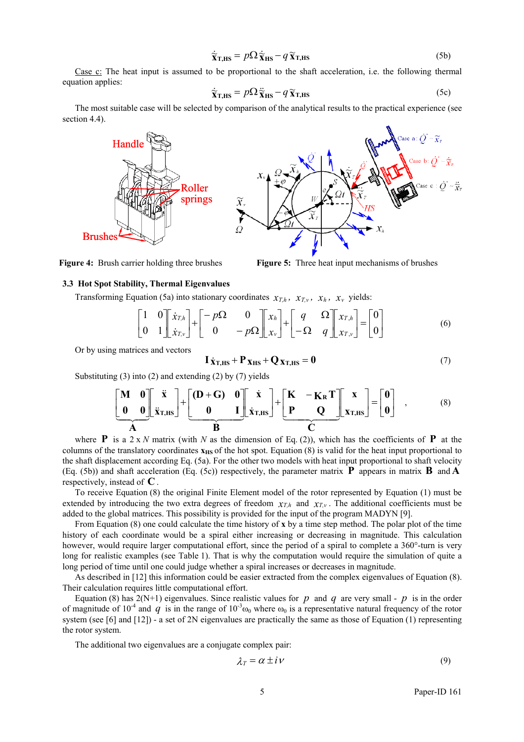$$\dot{\tilde{\mathbf{x}}}_{\mathbf{T,HS}} = p\Omega\,\dot{\tilde{\mathbf{x}}}_{\mathbf{HS}} - q\,\tilde{\mathbf{x}}_{\mathbf{T,HS}} \tag{5b}$$

Case c: The heat input is assumed to be proportional to the shaft acceleration, i.e. the following thermal equation applies:

$$\dot{\tilde{\mathbf{x}}}_{\mathbf{T,HS}} = p\Omega\,\ddot{\tilde{\mathbf{x}}}_{\mathbf{HS}} - q\,\tilde{\mathbf{x}}_{\mathbf{T,HS}} \tag{5c}$$

The most suitable case will be selected by comparison of the analytical results to the practical experience (see section 4.4).

**Figure 4:** Brush carrier holding three brushes

**Figure 5:** Three heat input mechanisms of brushes

### 3.3 Hot Spot Stability, Thermal Eigenvalues

Transforming Equation (5a) into stationary coordinates $x_{T,h}$, $x_{T,v}$, $x_h$, $x_v$ yields:

$$\begin{bmatrix} 1 & 0 \\ 0 & 1 \end{bmatrix}\begin{bmatrix} \dot{x}_{T,h} \\ \dot{x}_{T,v} \end{bmatrix} + \begin{bmatrix} -p\Omega & 0 \\ 0 & -p\Omega \end{bmatrix}\begin{bmatrix} x_h \\ x_v \end{bmatrix} + \begin{bmatrix} q & \Omega \\ -\Omega & q \end{bmatrix}\begin{bmatrix} x_{T,h} \\ x_{T,v} \end{bmatrix} = \begin{bmatrix} 0 \\ 0 \end{bmatrix} \tag{6}$$

Or by using matrices and vectors

$$\mathbf{I}\,\dot{\mathbf{x}}_{\mathbf{T,HS}} + \mathbf{P}\,\mathbf{x}_{\mathbf{HS}} + \mathbf{Q}\,\mathbf{x}_{\mathbf{T,HS}} = \mathbf{0} \tag{7}$$

Substituting (3) into (2) and extending (2) by (7) yields

$$\underbrace{\begin{bmatrix} \mathbf{M} & \mathbf{0} \\ \mathbf{0} & \mathbf{0} \end{bmatrix}}_{\mathbf{A}}\begin{bmatrix} \ddot{\mathbf{x}} \\ \ddot{\mathbf{x}}_{\mathbf{T,HS}} \end{bmatrix} + \underbrace{\begin{bmatrix} (\mathbf{D}+\mathbf{G}) & \mathbf{0} \\ \mathbf{0} & \mathbf{I} \end{bmatrix}}_{\mathbf{B}}\begin{bmatrix} \dot{\mathbf{x}} \\ \dot{\mathbf{x}}_{\mathbf{T,HS}} \end{bmatrix} + \underbrace{\begin{bmatrix} \mathbf{K} & -\mathbf{K_R}\,\mathbf{T} \\ \mathbf{P} & \mathbf{Q} \end{bmatrix}}_{\mathbf{C}}\begin{bmatrix} \mathbf{x} \\ \mathbf{x}_{\mathbf{T,HS}} \end{bmatrix} = \begin{bmatrix} \mathbf{0} \\ \mathbf{0} \end{bmatrix}, \tag{8}$$

where $\mathbf{P}$ is a 2 x $N$ matrix (with $N$ as the dimension of Eq. (2)), which has the coefficients of $\mathbf{P}$ at the columns of the translatory coordinates $\mathbf{x}_{\mathbf{HS}}$ of the hot spot. Equation (8) is valid for the heat input proportional to the shaft displacement according Eq. (5a). For the other two models with heat input proportional to shaft velocity (Eq. (5b)) and shaft acceleration (Eq. (5c)) respectively, the parameter matrix $\mathbf{P}$ appears in matrix $\mathbf{B}$ and $\mathbf{A}$ respectively, instead of $\mathbf{C}$.

To receive Equation (8) the original Finite Element model of the rotor represented by Equation (1) must be extended by introducing the two extra degrees of freedom $x_{T,h}$ and $x_{T,v}$. The additional coefficients must be added to the global matrices. This possibility is provided for the input of the program MADYN [9].

From Equation (8) one could calculate the time history of $\mathbf{x}$ by a time step method. The polar plot of the time history of each coordinate would be a spiral either increasing or decreasing in magnitude. This calculation however, would require larger computational effort, since the period of a spiral to complete a 360°-turn is very long for realistic examples (see Table 1). That is why the computation would require the simulation of quite a long period of time until one could judge whether a spiral increases or decreases in magnitude.

As described in [12] this information could be easier extracted from the complex eigenvalues of Equation (8). Their calculation requires little computational effort.

Equation (8) has 2(N+1) eigenvalues. Since realistic values for $p$ and $q$ are very small - $p$ is in the order of magnitude of $10^{-4}$ and $q$ is in the range of $10^{-3}\omega_0$ where $\omega_0$ is a representative natural frequency of the rotor system (see [6] and [12]) - a set of 2N eigenvalues are practically the same as those of Equation (1) representing the rotor system.

The additional two eigenvalues are a conjugate complex pair:

$$\lambda_T = \alpha \pm i\,\nu \tag{9}$$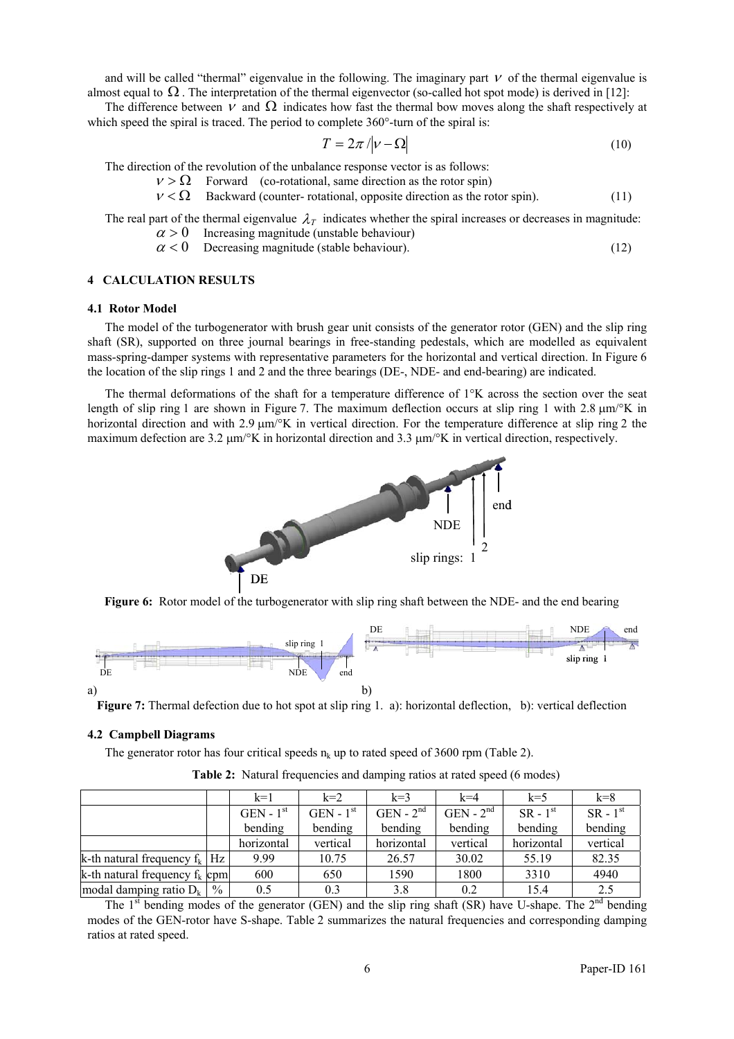and will be called "thermal" eigenvalue in the following. The imaginary part $\nu$ of the thermal eigenvalue is almost equal to $\Omega$. The interpretation of the thermal eigenvector (so-called hot spot mode) is derived in [12]:

The difference between $\nu$ and $\Omega$ indicates how fast the thermal bow moves along the shaft respectively at which speed the spiral is traced. The period to complete 360°-turn of the spiral is:

$$T = 2\pi / |\nu - \Omega| \tag{10}$$

The direction of the revolution of the unbalance response vector is as follows:

$\nu > \Omega$ Forward (co-rotational, same direction as the rotor spin)

$\nu < \Omega$ Backward (counter- rotational, opposite direction as the rotor spin). (11)

The real part of the thermal eigenvalue $\lambda_T$ indicates whether the spiral increases or decreases in magnitude:

$\alpha > 0$ Increasing magnitude (unstable behaviour)

$\alpha < 0$ Decreasing magnitude (stable behaviour). (12)

## 4 CALCULATION RESULTS

### 4.1 Rotor Model

The model of the turbogenerator with brush gear unit consists of the generator rotor (GEN) and the slip ring shaft (SR), supported on three journal bearings in free-standing pedestals, which are modelled as equivalent mass-spring-damper systems with representative parameters for the horizontal and vertical direction. In Figure 6 the location of the slip rings 1 and 2 and the three bearings (DE-, NDE- and end-bearing) are indicated.

The thermal deformations of the shaft for a temperature difference of 1°K across the section over the seat length of slip ring 1 are shown in Figure 7. The maximum deflection occurs at slip ring 1 with 2.8 μm/°K in horizontal direction and with 2.9 μm/°K in vertical direction. For the temperature difference at slip ring 2 the maximum defection are 3.2 μm/°K in horizontal direction and 3.3 μm/°K in vertical direction, respectively.

**Figure 6:** Rotor model of the turbogenerator with slip ring shaft between the NDE- and the end bearing

**Figure 7:** Thermal defection due to hot spot at slip ring 1. a): horizontal deflection, b): vertical deflection

### 4.2 Campbell Diagrams

The generator rotor has four critical speeds $n_k$ up to rated speed of 3600 rpm (Table 2).

**Table 2:** Natural frequencies and damping ratios at rated speed (6 modes)

| | | k=1 | k=2 | k=3 | k=4 | k=5 | k=8 |
|---|---|---|---|---|---|---|---|
| | | GEN - 1st bending | GEN - 1st bending | GEN - 2nd bending | GEN - 2nd bending | SR - 1st bending | SR - 1st bending |
| | | horizontal | vertical | horizontal | vertical | horizontal | vertical |
| k-th natural frequency $f_k$ | Hz | 9.99 | 10.75 | 26.57 | 30.02 | 55.19 | 82.35 |
| k-th natural frequency $f_k$ | cpm | 600 | 650 | 1590 | 1800 | 3310 | 4940 |
| modal damping ratio $D_k$ | % | 0.5 | 0.3 | 3.8 | 0.2 | 15.4 | 2.5 |

The 1st bending modes of the generator (GEN) and the slip ring shaft (SR) have U-shape. The 2nd bending modes of the GEN-rotor have S-shape. Table 2 summarizes the natural frequencies and corresponding damping ratios at rated speed.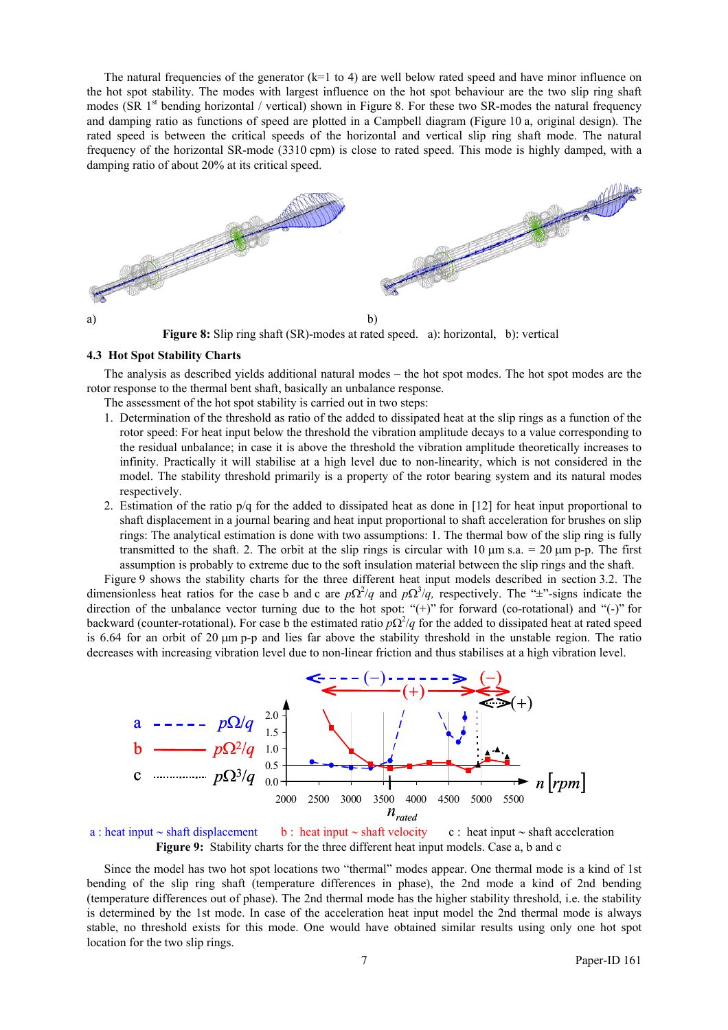The natural frequencies of the generator (k=1 to 4) are well below rated speed and have minor influence on the hot spot stability. The modes with largest influence on the hot spot behaviour are the two slip ring shaft modes (SR 1[st] bending horizontal / vertical) shown in Figure 8. For these two SR-modes the natural frequency and damping ratio as functions of speed are plotted in a Campbell diagram (Figure 10 a, original design). The rated speed is between the critical speeds of the horizontal and vertical slip ring shaft mode. The natural frequency of the horizontal SR-mode (3310 cpm) is close to rated speed. This mode is highly damped, with a damping ratio of about 20% at its critical speed.

a) b)

**Figure 8:** Slip ring shaft (SR)-modes at rated speed. a): horizontal, b): vertical

### 4.3 Hot Spot Stability Charts

The analysis as described yields additional natural modes – the hot spot modes. The hot spot modes are the rotor response to the thermal bent shaft, basically an unbalance response.

The assessment of the hot spot stability is carried out in two steps:

1. Determination of the threshold as ratio of the added to dissipated heat at the slip rings as a function of the rotor speed: For heat input below the threshold the vibration amplitude decays to a value corresponding to the residual unbalance; in case it is above the threshold the vibration amplitude theoretically increases to infinity. Practically it will stabilise at a high level due to non-linearity, which is not considered in the model. The stability threshold primarily is a property of the rotor bearing system and its natural modes respectively.
2. Estimation of the ratio p/q for the added to dissipated heat as done in [12] for heat input proportional to shaft displacement in a journal bearing and heat input proportional to shaft acceleration for brushes on slip rings: The analytical estimation is done with two assumptions: 1. The thermal bow of the slip ring is fully transmitted to the shaft. 2. The orbit at the slip rings is circular with 10 μm s.a. = 20 μm p-p. The first assumption is probably to extreme due to the soft insulation material between the slip rings and the shaft.

Figure 9 shows the stability charts for the three different heat input models described in section 3.2. The dimensionless heat ratios for the case b and c are $p\Omega^2/q$ and $p\Omega^3/q$, respectively. The "±"-signs indicate the direction of the unbalance vector turning due to the hot spot: "(+)" for forward (co-rotational) and "(-)" for backward (counter-rotational). For case b the estimated ratio $p\Omega^2/q$ for the added to dissipated heat at rated speed is 6.64 for an orbit of 20 μm p-p and lies far above the stability threshold in the unstable region. The ratio decreases with increasing vibration level due to non-linear friction and thus stabilises at a high vibration level.

a : heat input ~ shaft displacement  b : heat input ~ shaft velocity  c : heat input ~ shaft acceleration

**Figure 9:** Stability charts for the three different heat input models. Case a, b and c

Since the model has two hot spot locations two "thermal" modes appear. One thermal mode is a kind of 1st bending of the slip ring shaft (temperature differences in phase), the 2nd mode a kind of 2nd bending (temperature differences out of phase). The 2nd thermal mode has the higher stability threshold, i.e. the stability is determined by the 1st mode. In case of the acceleration heat input model the 2nd thermal mode is always stable, no threshold exists for this mode. One would have obtained similar results using only one hot spot location for the two slip rings.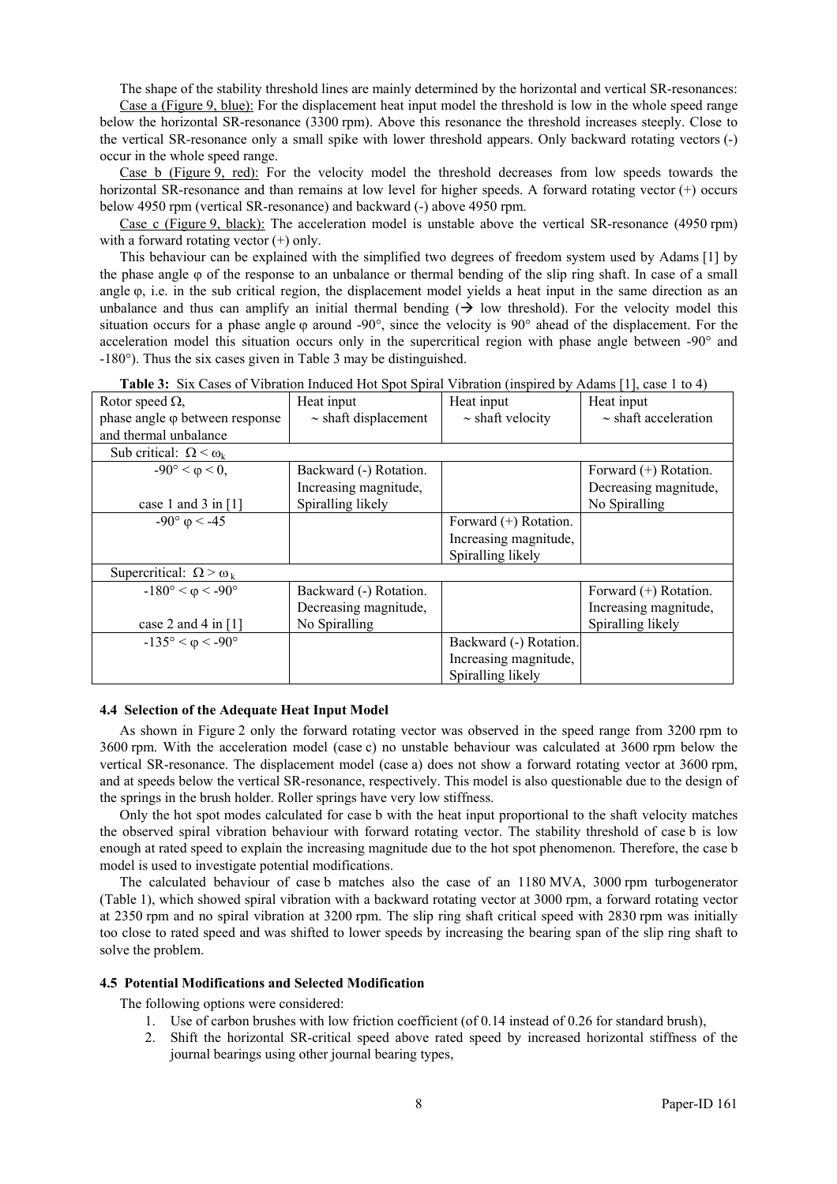The shape of the stability threshold lines are mainly determined by the horizontal and vertical SR-resonances:

Case a (Figure 9, blue): For the displacement heat input model the threshold is low in the whole speed range below the horizontal SR-resonance (3300 rpm). Above this resonance the threshold increases steeply. Close to the vertical SR-resonance only a small spike with lower threshold appears. Only backward rotating vectors (-) occur in the whole speed range.

Case b (Figure 9, red): For the velocity model the threshold decreases from low speeds towards the horizontal SR-resonance and than remains at low level for higher speeds. A forward rotating vector (+) occurs below 4950 rpm (vertical SR-resonance) and backward (-) above 4950 rpm.

Case c (Figure 9, black): The acceleration model is unstable above the vertical SR-resonance (4950 rpm) with a forward rotating vector (+) only.

This behaviour can be explained with the simplified two degrees of freedom system used by Adams [1] by the phase angle φ of the response to an unbalance or thermal bending of the slip ring shaft. In case of a small angle φ, i.e. in the sub critical region, the displacement model yields a heat input in the same direction as an unbalance and thus can amplify an initial thermal bending (→ low threshold). For the velocity model this situation occurs for a phase angle φ around -90°, since the velocity is 90° ahead of the displacement. For the acceleration model this situation occurs only in the supercritical region with phase angle between -90° and -180°). Thus the six cases given in Table 3 may be distinguished.

**Table 3:** Six Cases of Vibration Induced Hot Spot Spiral Vibration (inspired by Adams [1], case 1 to 4)

| Rotor speed Ω, phase angle φ between response and thermal unbalance | Heat input ~ shaft displacement | Heat input ~ shaft velocity | Heat input ~ shaft acceleration |
|---|---|---|---|
| Sub critical: $\Omega < \omega_k$ | | | |
| $-90° < \varphi < 0$, case 1 and 3 in [1] | Backward (-) Rotation. Increasing magnitude, Spiralling likely | | Forward (+) Rotation. Decreasing magnitude, No Spiralling |
| $-90°\ \varphi < -45$ | | Forward (+) Rotation. Increasing magnitude, Spiralling likely | |
| Supercritical: $\Omega > \omega_k$ | | | |
| $-180° < \varphi < -90°$, case 2 and 4 in [1] | Backward (-) Rotation. Decreasing magnitude, No Spiralling | | Forward (+) Rotation. Increasing magnitude, Spiralling likely |
| $-135° < \varphi < -90°$ | | Backward (-) Rotation. Increasing magnitude, Spiralling likely | |

### 4.4 Selection of the Adequate Heat Input Model

As shown in Figure 2 only the forward rotating vector was observed in the speed range from 3200 rpm to 3600 rpm. With the acceleration model (case c) no unstable behaviour was calculated at 3600 rpm below the vertical SR-resonance. The displacement model (case a) does not show a forward rotating vector at 3600 rpm, and at speeds below the vertical SR-resonance, respectively. This model is also questionable due to the design of the springs in the brush holder. Roller springs have very low stiffness.

Only the hot spot modes calculated for case b with the heat input proportional to the shaft velocity matches the observed spiral vibration behaviour with forward rotating vector. The stability threshold of case b is low enough at rated speed to explain the increasing magnitude due to the hot spot phenomenon. Therefore, the case b model is used to investigate potential modifications.

The calculated behaviour of case b matches also the case of an 1180 MVA, 3000 rpm turbogenerator (Table 1), which showed spiral vibration with a backward rotating vector at 3000 rpm, a forward rotating vector at 2350 rpm and no spiral vibration at 3200 rpm. The slip ring shaft critical speed with 2830 rpm was initially too close to rated speed and was shifted to lower speeds by increasing the bearing span of the slip ring shaft to solve the problem.

### 4.5 Potential Modifications and Selected Modification

The following options were considered:

1. Use of carbon brushes with low friction coefficient (of 0.14 instead of 0.26 for standard brush),
2. Shift the horizontal SR-critical speed above rated speed by increased horizontal stiffness of the journal bearings using other journal bearing types,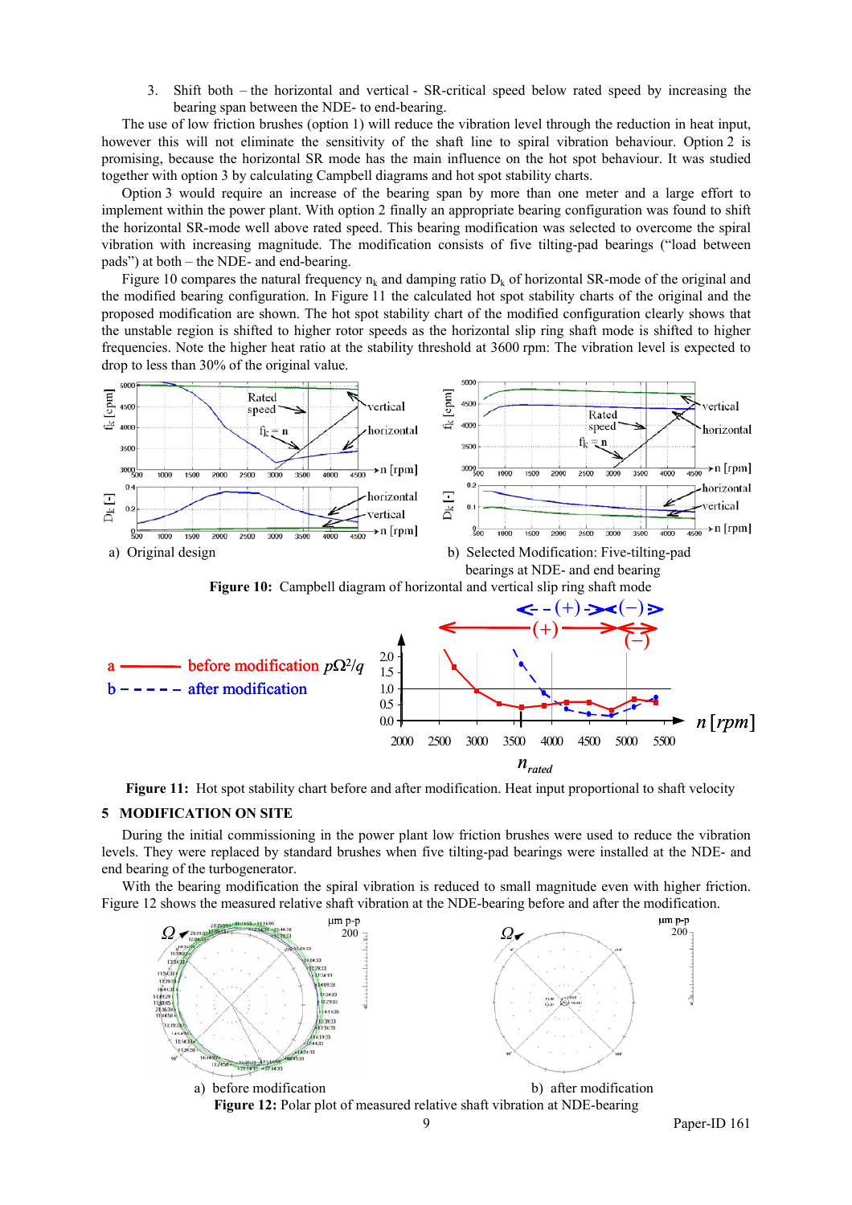3. Shift both – the horizontal and vertical - SR-critical speed below rated speed by increasing the bearing span between the NDE- to end-bearing.

The use of low friction brushes (option 1) will reduce the vibration level through the reduction in heat input, however this will not eliminate the sensitivity of the shaft line to spiral vibration behaviour. Option 2 is promising, because the horizontal SR mode has the main influence on the hot spot behaviour. It was studied together with option 3 by calculating Campbell diagrams and hot spot stability charts.

Option 3 would require an increase of the bearing span by more than one meter and a large effort to implement within the power plant. With option 2 finally an appropriate bearing configuration was found to shift the horizontal SR-mode well above rated speed. This bearing modification was selected to overcome the spiral vibration with increasing magnitude. The modification consists of five tilting-pad bearings ("load between pads") at both – the NDE- and end-bearing.

Figure 10 compares the natural frequency $n_k$ and damping ratio $D_k$ of horizontal SR-mode of the original and the modified bearing configuration. In Figure 11 the calculated hot spot stability charts of the original and the proposed modification are shown. The hot spot stability chart of the modified configuration clearly shows that the unstable region is shifted to higher rotor speeds as the horizontal slip ring shaft mode is shifted to higher frequencies. Note the higher heat ratio at the stability threshold at 3600 rpm: The vibration level is expected to drop to less than 30% of the original value.

a) Original design

b) Selected Modification: Five-tilting-pad bearings at NDE- and end bearing

**Figure 10:** Campbell diagram of horizontal and vertical slip ring shaft mode

**Figure 11:** Hot spot stability chart before and after modification. Heat input proportional to shaft velocity

## 5 MODIFICATION ON SITE

During the initial commissioning in the power plant low friction brushes were used to reduce the vibration levels. They were replaced by standard brushes when five tilting-pad bearings were installed at the NDE- and end bearing of the turbogenerator.

With the bearing modification the spiral vibration is reduced to small magnitude even with higher friction. Figure 12 shows the measured relative shaft vibration at the NDE-bearing before and after the modification.

a) before modification

b) after modification

**Figure 12:** Polar plot of measured relative shaft vibration at NDE-bearing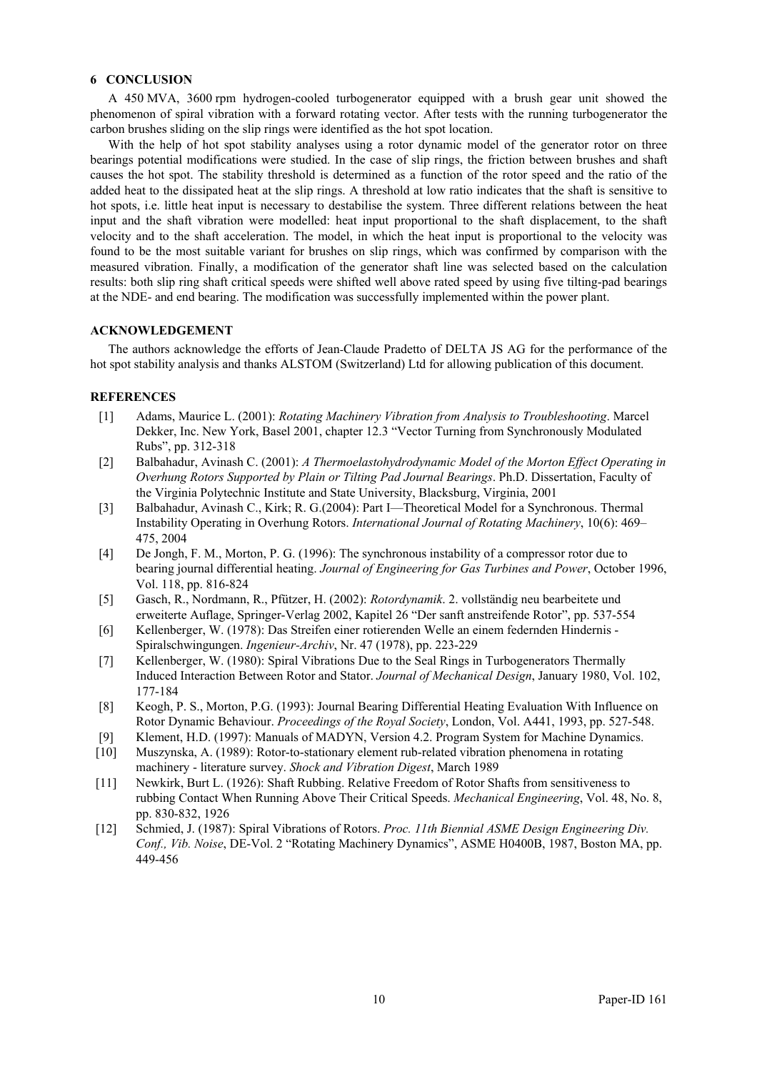## 6 CONCLUSION

A 450 MVA, 3600 rpm hydrogen-cooled turbogenerator equipped with a brush gear unit showed the phenomenon of spiral vibration with a forward rotating vector. After tests with the running turbogenerator the carbon brushes sliding on the slip rings were identified as the hot spot location.

With the help of hot spot stability analyses using a rotor dynamic model of the generator rotor on three bearings potential modifications were studied. In the case of slip rings, the friction between brushes and shaft causes the hot spot. The stability threshold is determined as a function of the rotor speed and the ratio of the added heat to the dissipated heat at the slip rings. A threshold at low ratio indicates that the shaft is sensitive to hot spots, i.e. little heat input is necessary to destabilise the system. Three different relations between the heat input and the shaft vibration were modelled: heat input proportional to the shaft displacement, to the shaft velocity and to the shaft acceleration. The model, in which the heat input is proportional to the velocity was found to be the most suitable variant for brushes on slip rings, which was confirmed by comparison with the measured vibration. Finally, a modification of the generator shaft line was selected based on the calculation results: both slip ring shaft critical speeds were shifted well above rated speed by using five tilting-pad bearings at the NDE- and end bearing. The modification was successfully implemented within the power plant.

## ACKNOWLEDGEMENT

The authors acknowledge the efforts of Jean-Claude Pradetto of DELTA JS AG for the performance of the hot spot stability analysis and thanks ALSTOM (Switzerland) Ltd for allowing publication of this document.

## REFERENCES

[1] Adams, Maurice L. (2001): *Rotating Machinery Vibration from Analysis to Troubleshooting*. Marcel Dekker, Inc. New York, Basel 2001, chapter 12.3 "Vector Turning from Synchronously Modulated Rubs", pp. 312-318

[2] Balbahadur, Avinash C. (2001): *A Thermoelastohydrodynamic Model of the Morton Effect Operating in Overhung Rotors Supported by Plain or Tilting Pad Journal Bearings*. Ph.D. Dissertation, Faculty of the Virginia Polytechnic Institute and State University, Blacksburg, Virginia, 2001

[3] Balbahadur, Avinash C., Kirk; R. G.(2004): Part I—Theoretical Model for a Synchronous. Thermal Instability Operating in Overhung Rotors. *International Journal of Rotating Machinery*, 10(6): 469–475, 2004

[4] De Jongh, F. M., Morton, P. G. (1996): The synchronous instability of a compressor rotor due to bearing journal differential heating. *Journal of Engineering for Gas Turbines and Power*, October 1996, Vol. 118, pp. 816-824

[5] Gasch, R., Nordmann, R., Pfützer, H. (2002): *Rotordynamik*. 2. vollständig neu bearbeitete und erweiterte Auflage, Springer-Verlag 2002, Kapitel 26 "Der sanft anstreifende Rotor", pp. 537-554

[6] Kellenberger, W. (1978): Das Streifen einer rotierenden Welle an einem federnden Hindernis - Spiralschwingungen. *Ingenieur-Archiv*, Nr. 47 (1978), pp. 223-229

[7] Kellenberger, W. (1980): Spiral Vibrations Due to the Seal Rings in Turbogenerators Thermally Induced Interaction Between Rotor and Stator. *Journal of Mechanical Design*, January 1980, Vol. 102, 177-184

[8] Keogh, P. S., Morton, P.G. (1993): Journal Bearing Differential Heating Evaluation With Influence on Rotor Dynamic Behaviour. *Proceedings of the Royal Society*, London, Vol. A441, 1993, pp. 527-548.

[9] Klement, H.D. (1997): Manuals of MADYN, Version 4.2. Program System for Machine Dynamics.

[10] Muszynska, A. (1989): Rotor-to-stationary element rub-related vibration phenomena in rotating machinery - literature survey. *Shock and Vibration Digest*, March 1989

[11] Newkirk, Burt L. (1926): Shaft Rubbing. Relative Freedom of Rotor Shafts from sensitiveness to rubbing Contact When Running Above Their Critical Speeds. *Mechanical Engineering*, Vol. 48, No. 8, pp. 830-832, 1926

[12] Schmied, J. (1987): Spiral Vibrations of Rotors. *Proc. 11th Biennial ASME Design Engineering Div. Conf., Vib. Noise*, DE-Vol. 2 "Rotating Machinery Dynamics", ASME H0400B, 1987, Boston MA, pp. 449-456